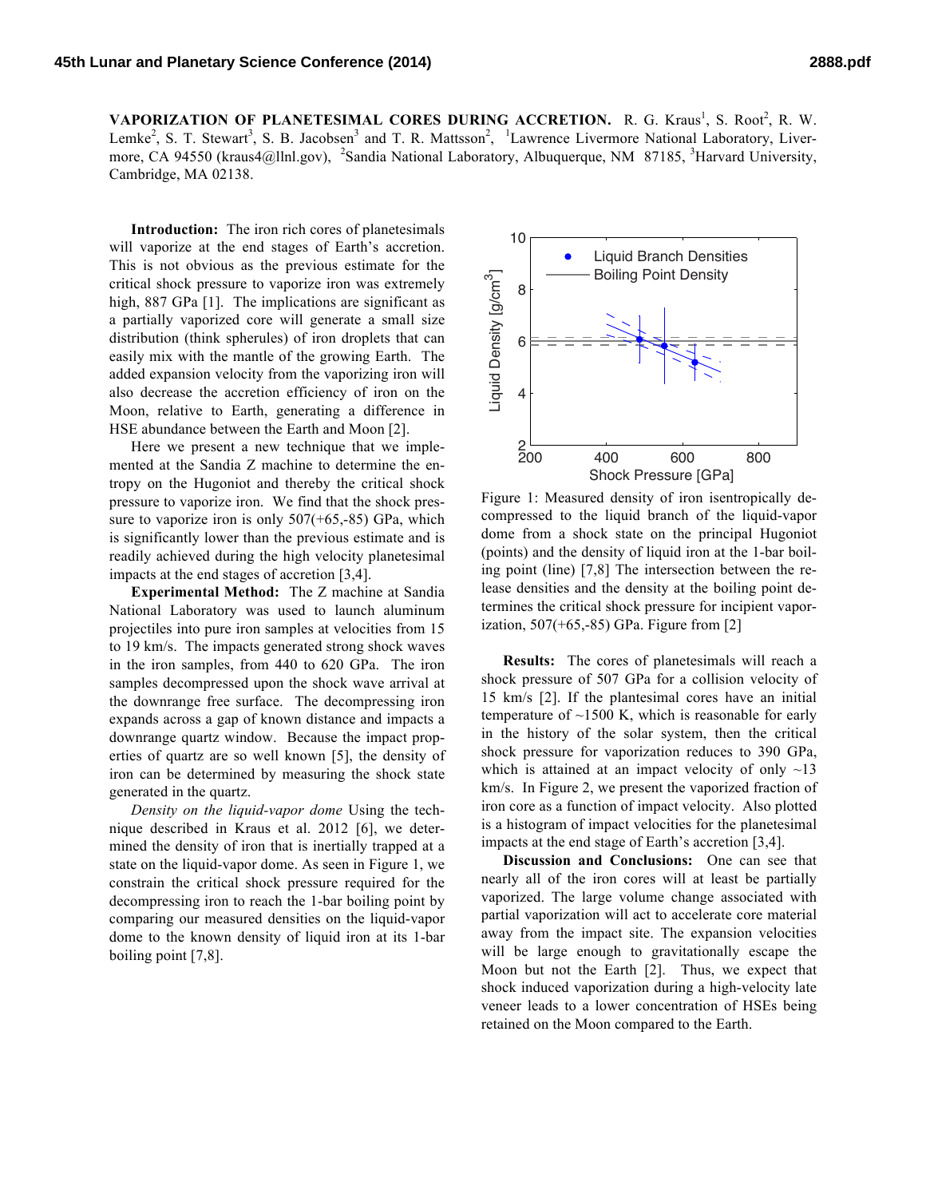**VAPORIZATION OF PLANETESIMAL CORES DURING ACCRETION.** R. G. Kraus[1], S. Root[2], R. W. Lemke[2], S. T. Stewart[3], S. B. Jacobsen[3] and T. R. Mattsson[2], [1]Lawrence Livermore National Laboratory, Livermore, CA 94550 (kraus4@llnl.gov), [2]Sandia National Laboratory, Albuquerque, NM 87185, [3]Harvard University, Cambridge, MA 02138.

**Introduction:** The iron rich cores of planetesimals will vaporize at the end stages of Earth's accretion. This is not obvious as the previous estimate for the critical shock pressure to vaporize iron was extremely high, 887 GPa [1]. The implications are significant as a partially vaporized core will generate a small size distribution (think spherules) of iron droplets that can easily mix with the mantle of the growing Earth. The added expansion velocity from the vaporizing iron will also decrease the accretion efficiency of iron on the Moon, relative to Earth, generating a difference in HSE abundance between the Earth and Moon [2].

Here we present a new technique that we implemented at the Sandia Z machine to determine the entropy on the Hugoniot and thereby the critical shock pressure to vaporize iron. We find that the shock pressure to vaporize iron is only 507(+65,-85) GPa, which is significantly lower than the previous estimate and is readily achieved during the high velocity planetesimal impacts at the end stages of accretion [3,4].

**Experimental Method:** The Z machine at Sandia National Laboratory was used to launch aluminum projectiles into pure iron samples at velocities from 15 to 19 km/s. The impacts generated strong shock waves in the iron samples, from 440 to 620 GPa. The iron samples decompressed upon the shock wave arrival at the downrange free surface. The decompressing iron expands across a gap of known distance and impacts a downrange quartz window. Because the impact properties of quartz are so well known [5], the density of iron can be determined by measuring the shock state generated in the quartz.

*Density on the liquid-vapor dome* Using the technique described in Kraus et al. 2012 [6], we determined the density of iron that is inertially trapped at a state on the liquid-vapor dome. As seen in Figure 1, we constrain the critical shock pressure required for the decompressing iron to reach the 1-bar boiling point by comparing our measured densities on the liquid-vapor dome to the known density of liquid iron at its 1-bar boiling point [7,8].

Figure 1: Measured density of iron isentropically decompressed to the liquid branch of the liquid-vapor dome from a shock state on the principal Hugoniot (points) and the density of liquid iron at the 1-bar boiling point (line) [7,8] The intersection between the release densities and the density at the boiling point determines the critical shock pressure for incipient vaporization, 507(+65,-85) GPa. Figure from [2]

**Results:** The cores of planetesimals will reach a shock pressure of 507 GPa for a collision velocity of 15 km/s [2]. If the plantesimal cores have an initial temperature of ~1500 K, which is reasonable for early in the history of the solar system, then the critical shock pressure for vaporization reduces to 390 GPa, which is attained at an impact velocity of only ~13 km/s. In Figure 2, we present the vaporized fraction of iron core as a function of impact velocity. Also plotted is a histogram of impact velocities for the planetesimal impacts at the end stage of Earth's accretion [3,4].

**Discussion and Conclusions:** One can see that nearly all of the iron cores will at least be partially vaporized. The large volume change associated with partial vaporization will act to accelerate core material away from the impact site. The expansion velocities will be large enough to gravitationally escape the Moon but not the Earth [2]. Thus, we expect that shock induced vaporization during a high-velocity late veneer leads to a lower concentration of HSEs being retained on the Moon compared to the Earth.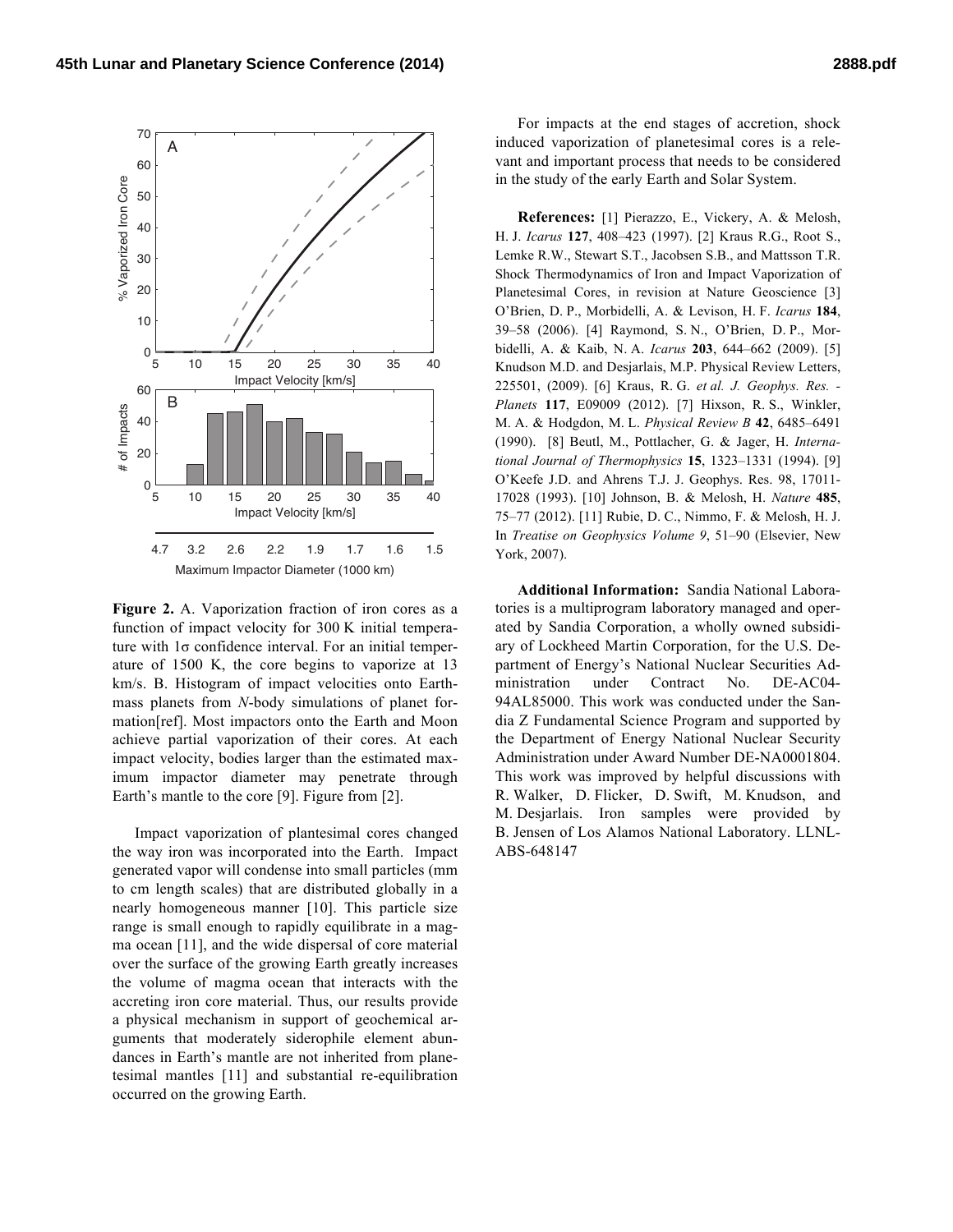A

% Vaporized Iron Core

70
60
50
40
30
20
10
0

5 10 15 20 25 30 35 40

Impact Velocity [km/s]

B

# of Impacts

60
40
20
0

5 10 15 20 25 30 35 40

Impact Velocity [km/s]

4.7 3.2 2.6 2.2 1.9 1.7 1.6 1.5

Maximum Impactor Diameter (1000 km)

**Figure 2.** A. Vaporization fraction of iron cores as a function of impact velocity for 300 K initial temperature with 1σ confidence interval. For an initial temperature of 1500 K, the core begins to vaporize at 13 km/s. B. Histogram of impact velocities onto Earth-mass planets from *N*-body simulations of planet formation[ref]. Most impactors onto the Earth and Moon achieve partial vaporization of their cores. At each impact velocity, bodies larger than the estimated maximum impactor diameter may penetrate through Earth's mantle to the core [9]. Figure from [2].

Impact vaporization of plantesimal cores changed the way iron was incorporated into the Earth. Impact generated vapor will condense into small particles (mm to cm length scales) that are distributed globally in a nearly homogeneous manner [10]. This particle size range is small enough to rapidly equilibrate in a magma ocean [11], and the wide dispersal of core material over the surface of the growing Earth greatly increases the volume of magma ocean that interacts with the accreting iron core material. Thus, our results provide a physical mechanism in support of geochemical arguments that moderately siderophile element abundances in Earth's mantle are not inherited from planetesimal mantles [11] and substantial re-equilibration occurred on the growing Earth.

For impacts at the end stages of accretion, shock induced vaporization of planetesimal cores is a relevant and important process that needs to be considered in the study of the early Earth and Solar System.

**References:** [1] Pierazzo, E., Vickery, A. & Melosh, H. J. *Icarus* **127**, 408–423 (1997). [2] Kraus R.G., Root S., Lemke R.W., Stewart S.T., Jacobsen S.B., and Mattsson T.R. Shock Thermodynamics of Iron and Impact Vaporization of Planetesimal Cores, in revision at Nature Geoscience [3] O'Brien, D. P., Morbidelli, A. & Levison, H. F. *Icarus* **184**, 39–58 (2006). [4] Raymond, S. N., O'Brien, D. P., Morbidelli, A. & Kaib, N. A. *Icarus* **203**, 644–662 (2009). [5] Knudson M.D. and Desjarlais, M.P. Physical Review Letters, 225501, (2009). [6] Kraus, R. G. *et al. J. Geophys. Res. - Planets* **117**, E09009 (2012). [7] Hixson, R. S., Winkler, M. A. & Hodgdon, M. L. *Physical Review B* **42**, 6485–6491 (1990). [8] Beutl, M., Pottlacher, G. & Jager, H. *International Journal of Thermophysics* **15**, 1323–1331 (1994). [9] O'Keefe J.D. and Ahrens T.J. J. Geophys. Res. 98, 17011-17028 (1993). [10] Johnson, B. & Melosh, H. *Nature* **485**, 75–77 (2012). [11] Rubie, D. C., Nimmo, F. & Melosh, H. J. In *Treatise on Geophysics Volume 9*, 51–90 (Elsevier, New York, 2007).

**Additional Information:** Sandia National Laboratories is a multiprogram laboratory managed and operated by Sandia Corporation, a wholly owned subsidiary of Lockheed Martin Corporation, for the U.S. Department of Energy's National Nuclear Securities Administration under Contract No. DE-AC04-94AL85000. This work was conducted under the Sandia Z Fundamental Science Program and supported by the Department of Energy National Nuclear Security Administration under Award Number DE-NA0001804. This work was improved by helpful discussions with R. Walker, D. Flicker, D. Swift, M. Knudson, and M. Desjarlais. Iron samples were provided by B. Jensen of Los Alamos National Laboratory. LLNL-ABS-648147